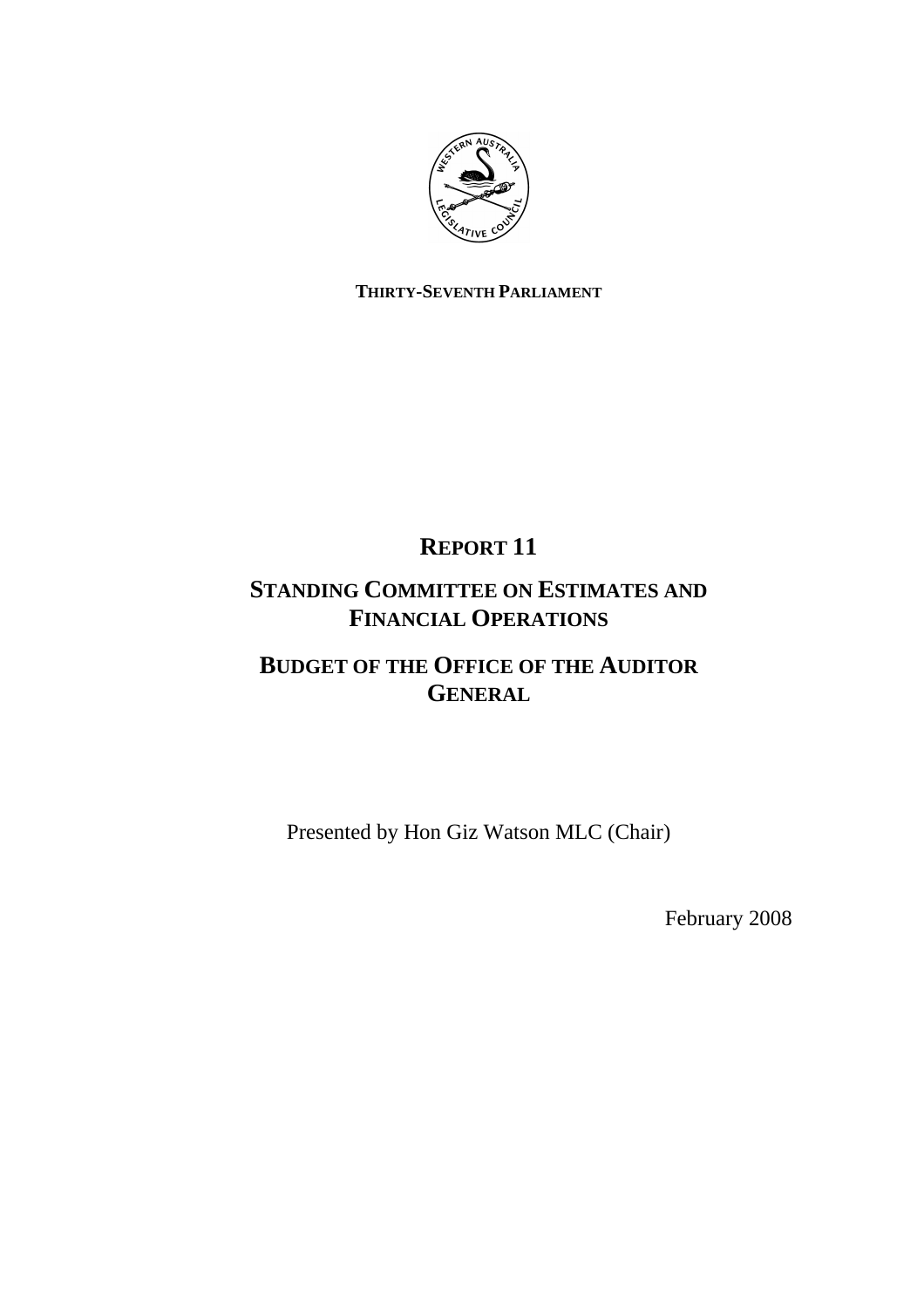**THIRTY-SEVENTH PARLIAMENT**

# REPORT 11

# STANDING COMMITTEE ON ESTIMATES AND FINANCIAL OPERATIONS

# BUDGET OF THE OFFICE OF THE AUDITOR GENERAL

Presented by Hon Giz Watson MLC (Chair)

February 2008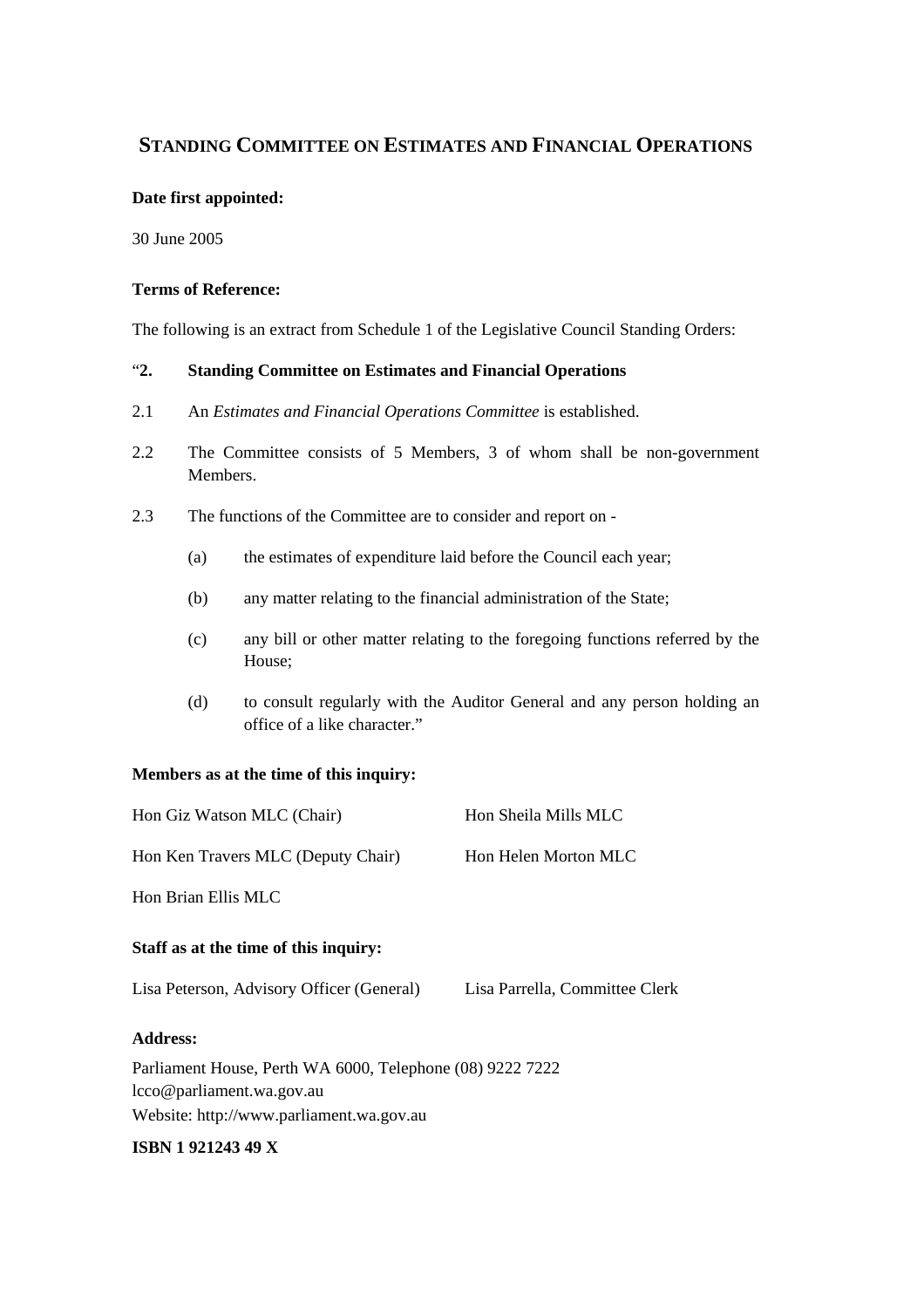# STANDING COMMITTEE ON ESTIMATES AND FINANCIAL OPERATIONS

**Date first appointed:**

30 June 2005

**Terms of Reference:**

The following is an extract from Schedule 1 of the Legislative Council Standing Orders:

"**2. Standing Committee on Estimates and Financial Operations**

2.1 An *Estimates and Financial Operations Committee* is established.

2.2 The Committee consists of 5 Members, 3 of whom shall be non-government Members.

2.3 The functions of the Committee are to consider and report on -

(a) the estimates of expenditure laid before the Council each year;

(b) any matter relating to the financial administration of the State;

(c) any bill or other matter relating to the foregoing functions referred by the House;

(d) to consult regularly with the Auditor General and any person holding an office of a like character."

**Members as at the time of this inquiry:**

Hon Giz Watson MLC (Chair)

Hon Ken Travers MLC (Deputy Chair)

Hon Brian Ellis MLC

Hon Sheila Mills MLC

Hon Helen Morton MLC

**Staff as at the time of this inquiry:**

Lisa Peterson, Advisory Officer (General)

Lisa Parrella, Committee Clerk

**Address:**

Parliament House, Perth WA 6000, Telephone (08) 9222 7222
lcco@parliament.wa.gov.au
Website: http://www.parliament.wa.gov.au

**ISBN 1 921243 49 X**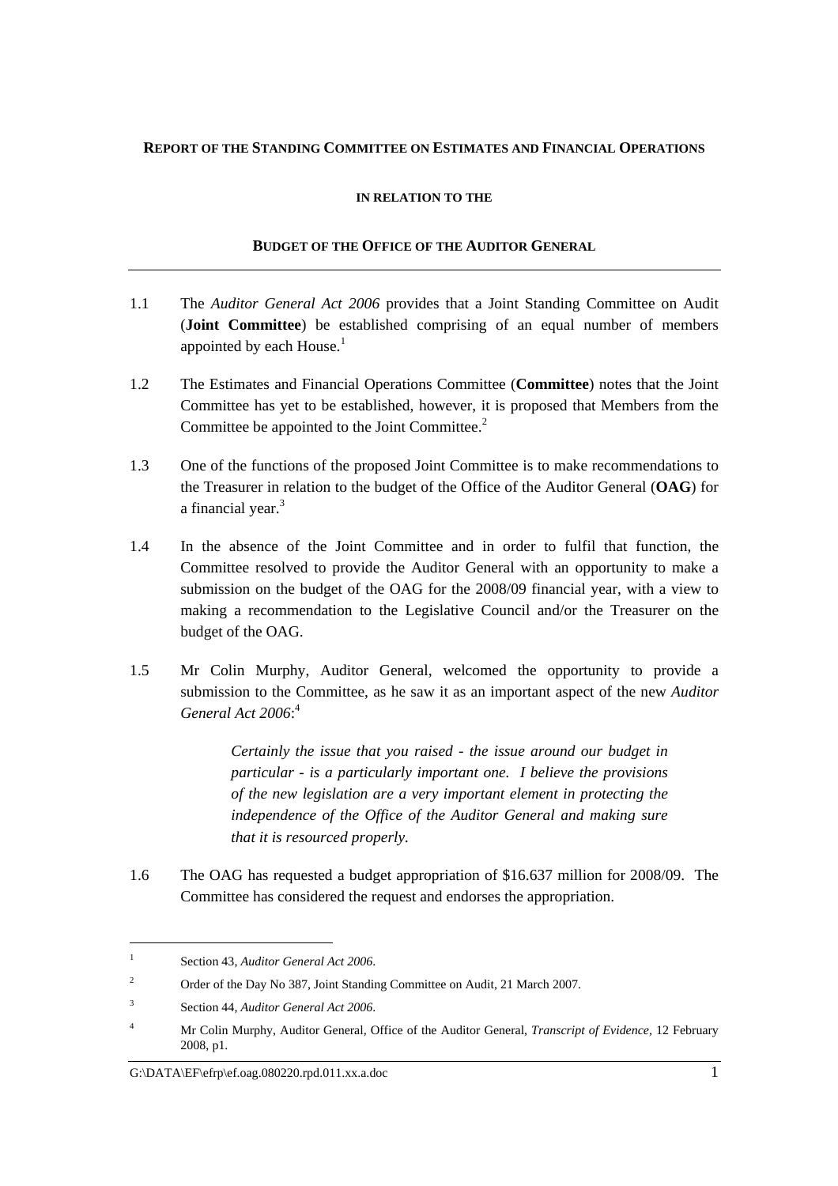**REPORT OF THE STANDING COMMITTEE ON ESTIMATES AND FINANCIAL OPERATIONS**

**IN RELATION TO THE**

**BUDGET OF THE OFFICE OF THE AUDITOR GENERAL**

---

1.1 The *Auditor General Act 2006* provides that a Joint Standing Committee on Audit (**Joint Committee**) be established comprising of an equal number of members appointed by each House.[1]

1.2 The Estimates and Financial Operations Committee (**Committee**) notes that the Joint Committee has yet to be established, however, it is proposed that Members from the Committee be appointed to the Joint Committee.[2]

1.3 One of the functions of the proposed Joint Committee is to make recommendations to the Treasurer in relation to the budget of the Office of the Auditor General (**OAG**) for a financial year.[3]

1.4 In the absence of the Joint Committee and in order to fulfil that function, the Committee resolved to provide the Auditor General with an opportunity to make a submission on the budget of the OAG for the 2008/09 financial year, with a view to making a recommendation to the Legislative Council and/or the Treasurer on the budget of the OAG.

1.5 Mr Colin Murphy, Auditor General, welcomed the opportunity to provide a submission to the Committee, as he saw it as an important aspect of the new *Auditor General Act 2006*:[4]

> *Certainly the issue that you raised - the issue around our budget in particular - is a particularly important one. I believe the provisions of the new legislation are a very important element in protecting the independence of the Office of the Auditor General and making sure that it is resourced properly.*

1.6 The OAG has requested a budget appropriation of $16.637 million for 2008/09. The Committee has considered the request and endorses the appropriation.

---

[1] Section 43, *Auditor General Act 2006*.

[2] Order of the Day No 387, Joint Standing Committee on Audit, 21 March 2007.

[3] Section 44, *Auditor General Act 2006*.

[4] Mr Colin Murphy, Auditor General, Office of the Auditor General, *Transcript of Evidence*, 12 February 2008, p1.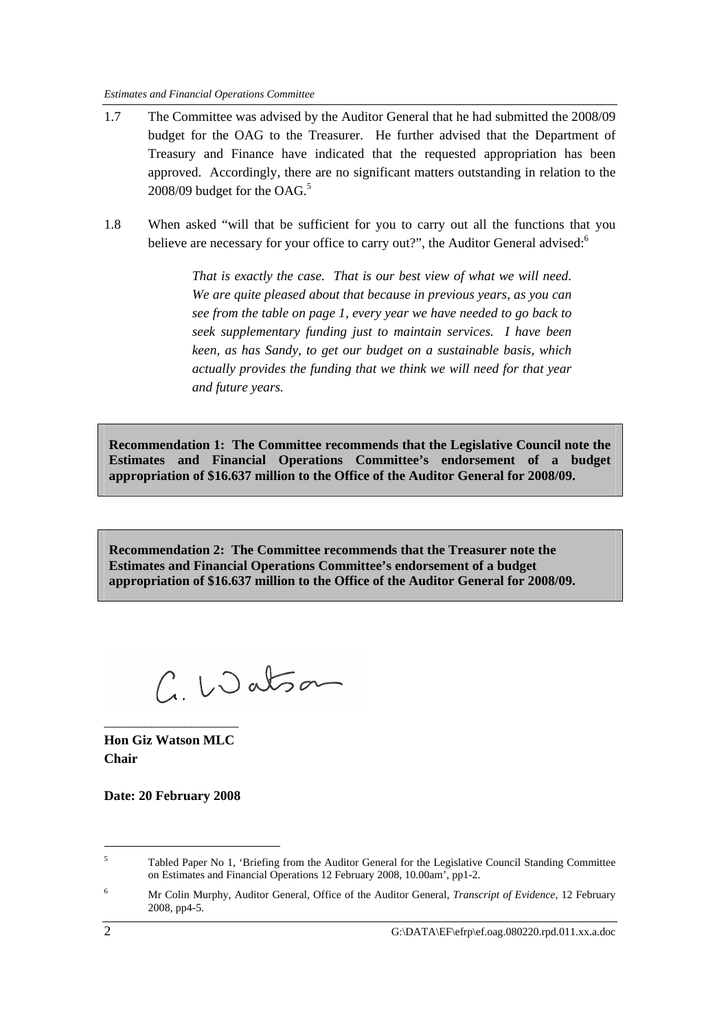1.7 The Committee was advised by the Auditor General that he had submitted the 2008/09 budget for the OAG to the Treasurer. He further advised that the Department of Treasury and Finance have indicated that the requested appropriation has been approved. Accordingly, there are no significant matters outstanding in relation to the 2008/09 budget for the OAG.[5]

1.8 When asked "will that be sufficient for you to carry out all the functions that you believe are necessary for your office to carry out?", the Auditor General advised:[6]

> *That is exactly the case. That is our best view of what we will need. We are quite pleased about that because in previous years, as you can see from the table on page 1, every year we have needed to go back to seek supplementary funding just to maintain services. I have been keen, as has Sandy, to get our budget on a sustainable basis, which actually provides the funding that we think we will need for that year and future years.*

**Recommendation 1: The Committee recommends that the Legislative Council note the Estimates and Financial Operations Committee's endorsement of a budget appropriation of $16.637 million to the Office of the Auditor General for 2008/09.**

**Recommendation 2: The Committee recommends that the Treasurer note the Estimates and Financial Operations Committee's endorsement of a budget appropriation of $16.637 million to the Office of the Auditor General for 2008/09.**

G. Watson

\_\_\_\_\_\_\_\_\_\_\_\_\_\_\_\_\_\_\_\_

**Hon Giz Watson MLC**
**Chair**

**Date: 20 February 2008**

---

[5] Tabled Paper No 1, 'Briefing from the Auditor General for the Legislative Council Standing Committee on Estimates and Financial Operations 12 February 2008, 10.00am', pp1-2.

[6] Mr Colin Murphy, Auditor General, Office of the Auditor General, *Transcript of Evidence*, 12 February 2008, pp4-5.